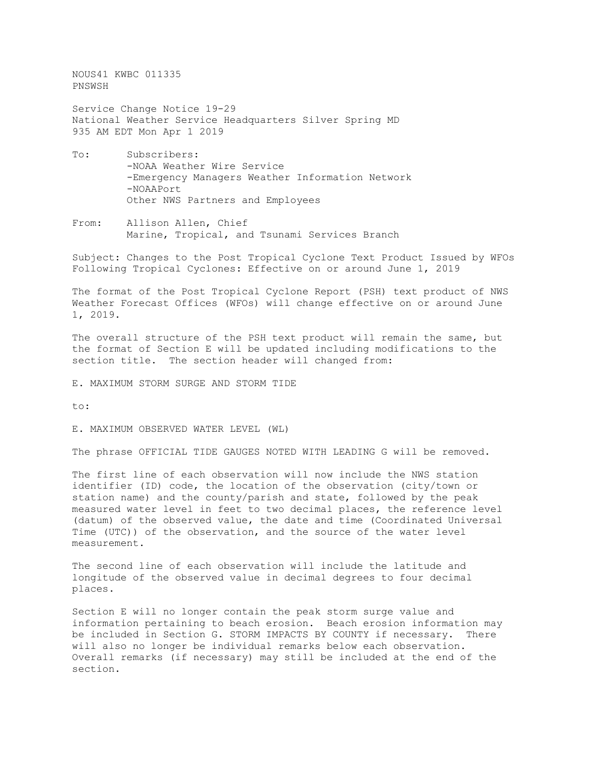NOUS41 KWBC 011335
PNSWSH

Service Change Notice 19-29
National Weather Service Headquarters Silver Spring MD
935 AM EDT Mon Apr 1 2019

To: Subscribers:
- NOAA Weather Wire Service
- Emergency Managers Weather Information Network
- NOAAPort

Other NWS Partners and Employees

From: Allison Allen, Chief
Marine, Tropical, and Tsunami Services Branch

Subject: Changes to the Post Tropical Cyclone Text Product Issued by WFOs Following Tropical Cyclones: Effective on or around June 1, 2019

The format of the Post Tropical Cyclone Report (PSH) text product of NWS Weather Forecast Offices (WFOs) will change effective on or around June 1, 2019.

The overall structure of the PSH text product will remain the same, but the format of Section E will be updated including modifications to the section title. The section header will changed from:

E. MAXIMUM STORM SURGE AND STORM TIDE

to:

E. MAXIMUM OBSERVED WATER LEVEL (WL)

The phrase OFFICIAL TIDE GAUGES NOTED WITH LEADING G will be removed.

The first line of each observation will now include the NWS station identifier (ID) code, the location of the observation (city/town or station name) and the county/parish and state, followed by the peak measured water level in feet to two decimal places, the reference level (datum) of the observed value, the date and time (Coordinated Universal Time (UTC)) of the observation, and the source of the water level measurement.

The second line of each observation will include the latitude and longitude of the observed value in decimal degrees to four decimal places.

Section E will no longer contain the peak storm surge value and information pertaining to beach erosion. Beach erosion information may be included in Section G. STORM IMPACTS BY COUNTY if necessary. There will also no longer be individual remarks below each observation. Overall remarks (if necessary) may still be included at the end of the section.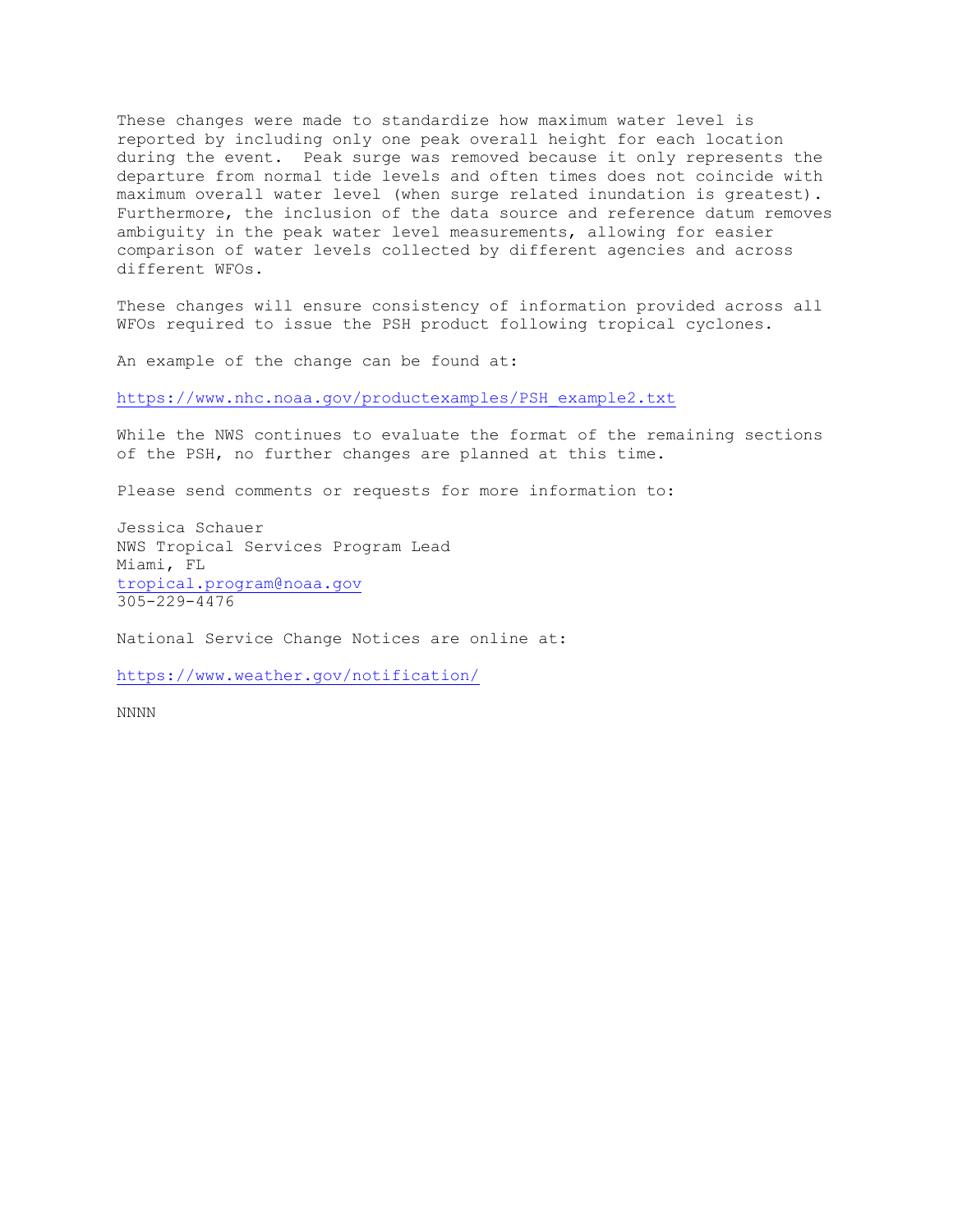These changes were made to standardize how maximum water level is reported by including only one peak overall height for each location during the event. Peak surge was removed because it only represents the departure from normal tide levels and often times does not coincide with maximum overall water level (when surge related inundation is greatest). Furthermore, the inclusion of the data source and reference datum removes ambiguity in the peak water level measurements, allowing for easier comparison of water levels collected by different agencies and across different WFOs.

These changes will ensure consistency of information provided across all WFOs required to issue the PSH product following tropical cyclones.

An example of the change can be found at:

https://www.nhc.noaa.gov/productexamples/PSH_example2.txt

While the NWS continues to evaluate the format of the remaining sections of the PSH, no further changes are planned at this time.

Please send comments or requests for more information to:

Jessica Schauer  
NWS Tropical Services Program Lead  
Miami, FL  
tropical.program@noaa.gov  
305-229-4476

National Service Change Notices are online at:

https://www.weather.gov/notification/

NNNN